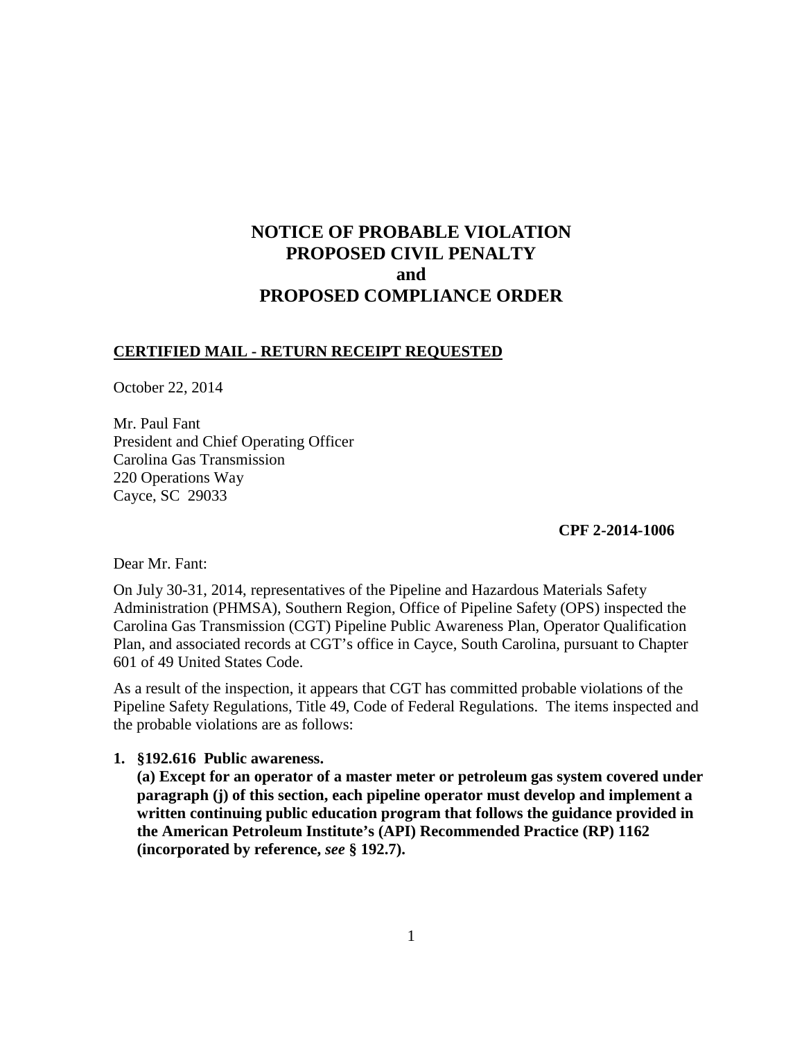# NOTICE OF PROBABLE VIOLATION
# PROPOSED CIVIL PENALTY
# and
# PROPOSED COMPLIANCE ORDER

**CERTIFIED MAIL - RETURN RECEIPT REQUESTED**

October 22, 2014

Mr. Paul Fant
President and Chief Operating Officer
Carolina Gas Transmission
220 Operations Way
Cayce, SC 29033

**CPF 2-2014-1006**

Dear Mr. Fant:

On July 30-31, 2014, representatives of the Pipeline and Hazardous Materials Safety Administration (PHMSA), Southern Region, Office of Pipeline Safety (OPS) inspected the Carolina Gas Transmission (CGT) Pipeline Public Awareness Plan, Operator Qualification Plan, and associated records at CGT's office in Cayce, South Carolina, pursuant to Chapter 601 of 49 United States Code.

As a result of the inspection, it appears that CGT has committed probable violations of the Pipeline Safety Regulations, Title 49, Code of Federal Regulations. The items inspected and the probable violations are as follows:

1. **§192.616 Public awareness.**
   **(a) Except for an operator of a master meter or petroleum gas system covered under paragraph (j) of this section, each pipeline operator must develop and implement a written continuing public education program that follows the guidance provided in the American Petroleum Institute's (API) Recommended Practice (RP) 1162 (incorporated by reference, *see* § 192.7).**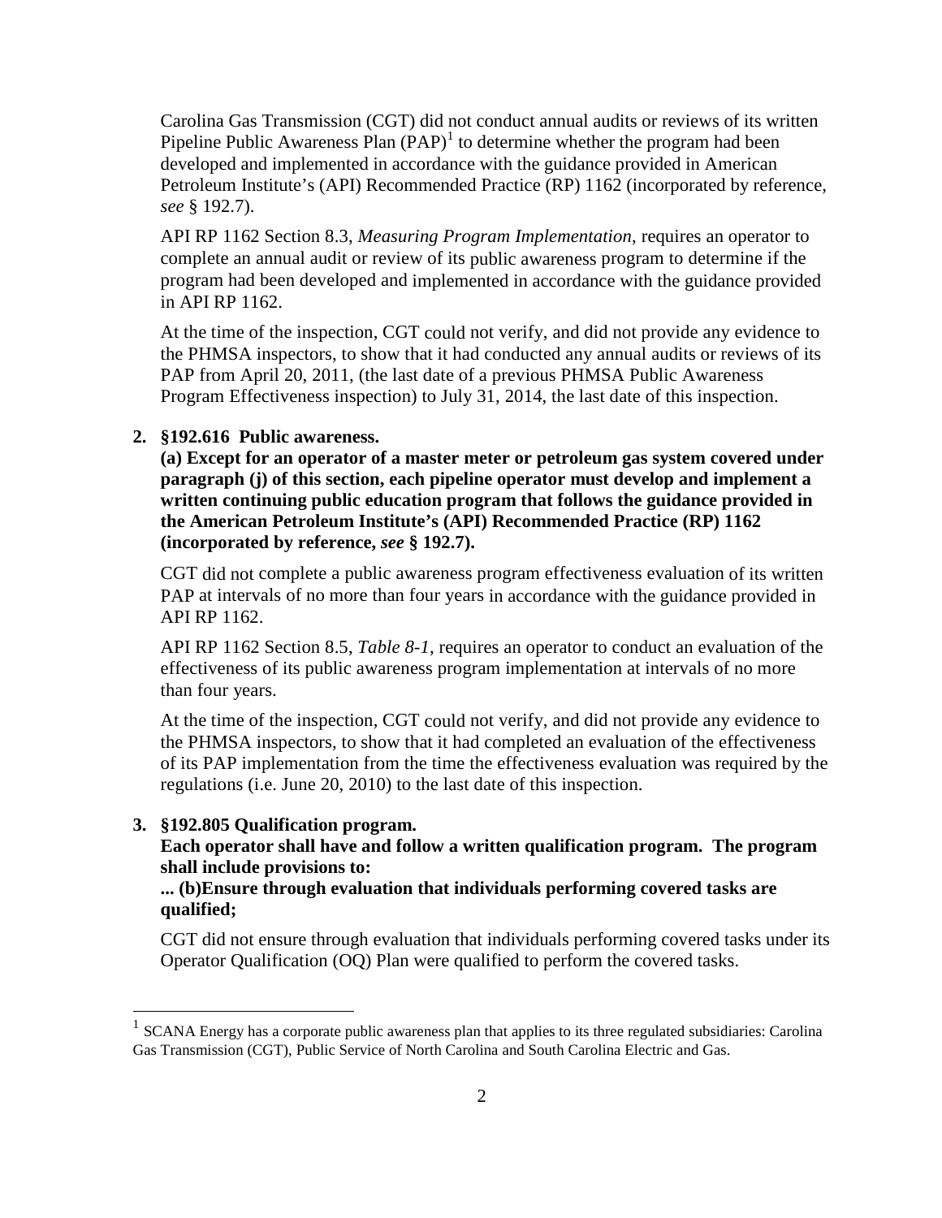Carolina Gas Transmission (CGT) did not conduct annual audits or reviews of its written Pipeline Public Awareness Plan (PAP)[1] to determine whether the program had been developed and implemented in accordance with the guidance provided in American Petroleum Institute's (API) Recommended Practice (RP) 1162 (incorporated by reference, *see* § 192.7).

API RP 1162 Section 8.3, *Measuring Program Implementation*, requires an operator to complete an annual audit or review of its public awareness program to determine if the program had been developed and implemented in accordance with the guidance provided in API RP 1162.

At the time of the inspection, CGT could not verify, and did not provide any evidence to the PHMSA inspectors, to show that it had conducted any annual audits or reviews of its PAP from April 20, 2011, (the last date of a previous PHMSA Public Awareness Program Effectiveness inspection) to July 31, 2014, the last date of this inspection.

2. **§192.616 Public awareness.**
**(a) Except for an operator of a master meter or petroleum gas system covered under paragraph (j) of this section, each pipeline operator must develop and implement a written continuing public education program that follows the guidance provided in the American Petroleum Institute's (API) Recommended Practice (RP) 1162 (incorporated by reference, *see* § 192.7).**

CGT did not complete a public awareness program effectiveness evaluation of its written PAP at intervals of no more than four years in accordance with the guidance provided in API RP 1162.

API RP 1162 Section 8.5, *Table 8-1*, requires an operator to conduct an evaluation of the effectiveness of its public awareness program implementation at intervals of no more than four years.

At the time of the inspection, CGT could not verify, and did not provide any evidence to the PHMSA inspectors, to show that it had completed an evaluation of the effectiveness of its PAP implementation from the time the effectiveness evaluation was required by the regulations (i.e. June 20, 2010) to the last date of this inspection.

3. **§192.805 Qualification program.**
**Each operator shall have and follow a written qualification program. The program shall include provisions to:**
**... (b)Ensure through evaluation that individuals performing covered tasks are qualified;**

CGT did not ensure through evaluation that individuals performing covered tasks under its Operator Qualification (OQ) Plan were qualified to perform the covered tasks.

---

[1] SCANA Energy has a corporate public awareness plan that applies to its three regulated subsidiaries: Carolina Gas Transmission (CGT), Public Service of North Carolina and South Carolina Electric and Gas.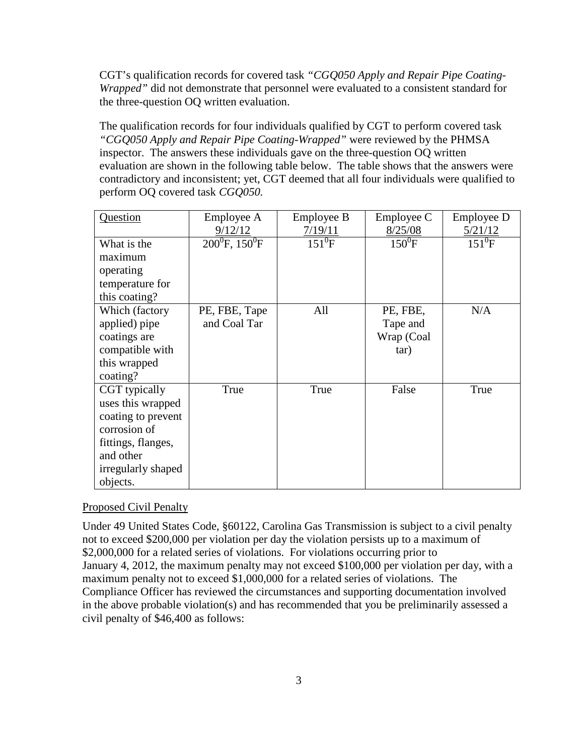CGT's qualification records for covered task *"CGQ050 Apply and Repair Pipe Coating-Wrapped"* did not demonstrate that personnel were evaluated to a consistent standard for the three-question OQ written evaluation.

The qualification records for four individuals qualified by CGT to perform covered task *"CGQ050 Apply and Repair Pipe Coating-Wrapped"* were reviewed by the PHMSA inspector. The answers these individuals gave on the three-question OQ written evaluation are shown in the following table below. The table shows that the answers were contradictory and inconsistent; yet, CGT deemed that all four individuals were qualified to perform OQ covered task *CGQ050.*

| Question | Employee A 9/12/12 | Employee B 7/19/11 | Employee C 8/25/08 | Employee D 5/21/12 |
|---|---|---|---|---|
| What is the maximum operating temperature for this coating? | $200^0$F, $150^0$F | $151^0$F | $150^0$F | $151^0$F |
| Which (factory applied) pipe coatings are compatible with this wrapped coating? | PE, FBE, Tape and Coal Tar | All | PE, FBE, Tape and Wrap (Coal tar) | N/A |
| CGT typically uses this wrapped coating to prevent corrosion of fittings, flanges, and other irregularly shaped objects. | True | True | False | True |

## Proposed Civil Penalty

Under 49 United States Code, §60122, Carolina Gas Transmission is subject to a civil penalty not to exceed $200,000 per violation per day the violation persists up to a maximum of $2,000,000 for a related series of violations. For violations occurring prior to January 4, 2012, the maximum penalty may not exceed $100,000 per violation per day, with a maximum penalty not to exceed $1,000,000 for a related series of violations. The Compliance Officer has reviewed the circumstances and supporting documentation involved in the above probable violation(s) and has recommended that you be preliminarily assessed a civil penalty of $46,400 as follows: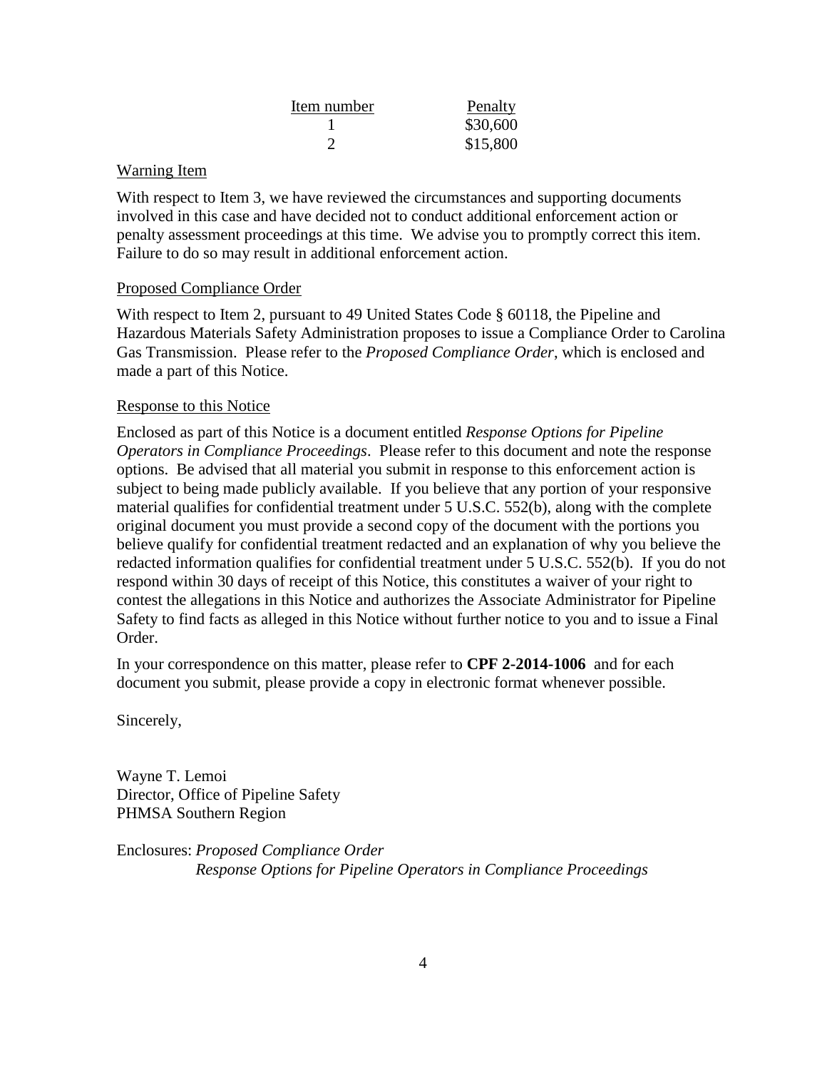| Item number | Penalty |
|---|---|
| 1 | $30,600 |
| 2 | $15,800 |

Warning Item

With respect to Item 3, we have reviewed the circumstances and supporting documents involved in this case and have decided not to conduct additional enforcement action or penalty assessment proceedings at this time. We advise you to promptly correct this item. Failure to do so may result in additional enforcement action.

Proposed Compliance Order

With respect to Item 2, pursuant to 49 United States Code § 60118, the Pipeline and Hazardous Materials Safety Administration proposes to issue a Compliance Order to Carolina Gas Transmission. Please refer to the *Proposed Compliance Order*, which is enclosed and made a part of this Notice.

Response to this Notice

Enclosed as part of this Notice is a document entitled *Response Options for Pipeline Operators in Compliance Proceedings*. Please refer to this document and note the response options. Be advised that all material you submit in response to this enforcement action is subject to being made publicly available. If you believe that any portion of your responsive material qualifies for confidential treatment under 5 U.S.C. 552(b), along with the complete original document you must provide a second copy of the document with the portions you believe qualify for confidential treatment redacted and an explanation of why you believe the redacted information qualifies for confidential treatment under 5 U.S.C. 552(b). If you do not respond within 30 days of receipt of this Notice, this constitutes a waiver of your right to contest the allegations in this Notice and authorizes the Associate Administrator for Pipeline Safety to find facts as alleged in this Notice without further notice to you and to issue a Final Order.

In your correspondence on this matter, please refer to **CPF 2-2014-1006** and for each document you submit, please provide a copy in electronic format whenever possible.

Sincerely,

Wayne T. Lemoi
Director, Office of Pipeline Safety
PHMSA Southern Region

Enclosures: *Proposed Compliance Order*
*Response Options for Pipeline Operators in Compliance Proceedings*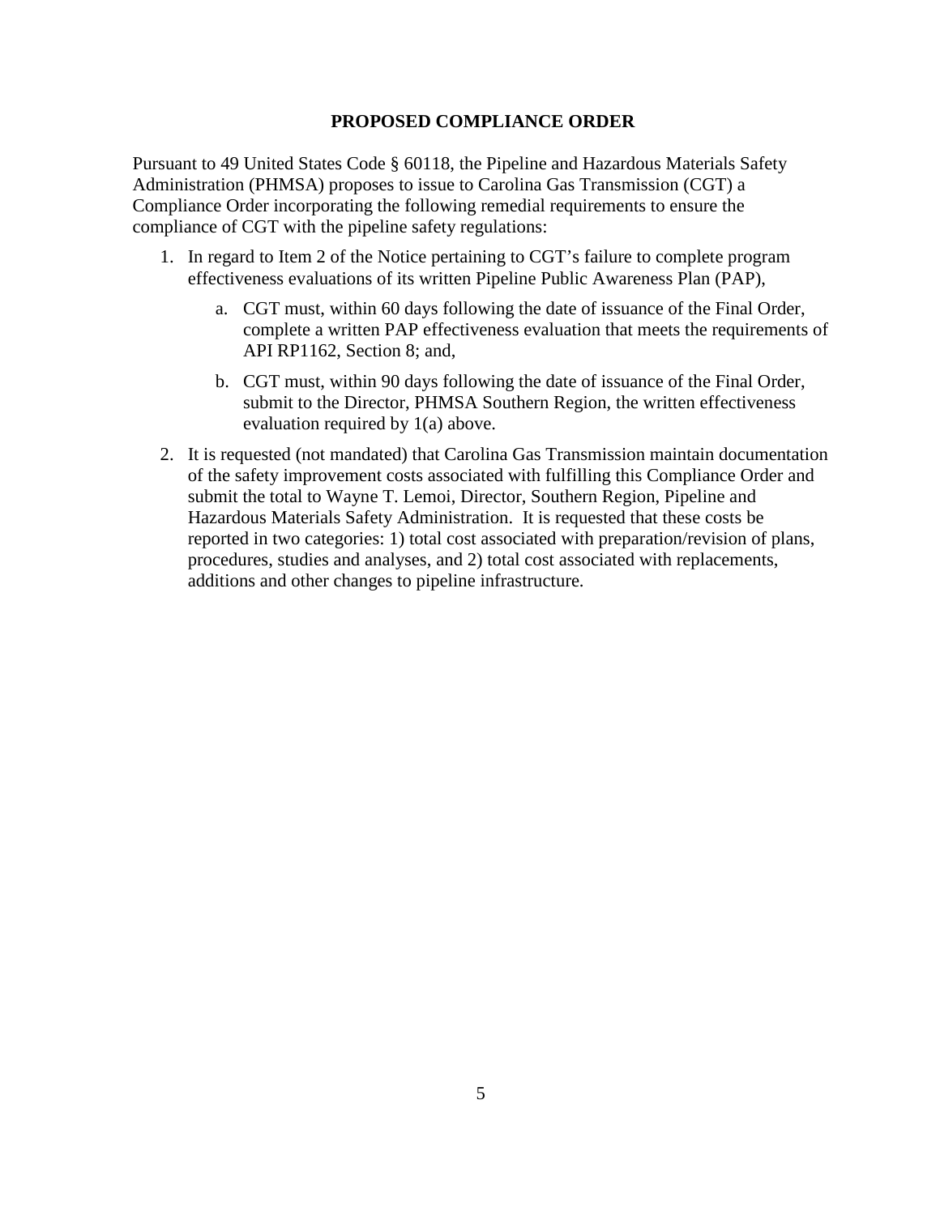**PROPOSED COMPLIANCE ORDER**

Pursuant to 49 United States Code § 60118, the Pipeline and Hazardous Materials Safety Administration (PHMSA) proposes to issue to Carolina Gas Transmission (CGT) a Compliance Order incorporating the following remedial requirements to ensure the compliance of CGT with the pipeline safety regulations:

1. In regard to Item 2 of the Notice pertaining to CGT's failure to complete program effectiveness evaluations of its written Pipeline Public Awareness Plan (PAP),

   a. CGT must, within 60 days following the date of issuance of the Final Order, complete a written PAP effectiveness evaluation that meets the requirements of API RP1162, Section 8; and,

   b. CGT must, within 90 days following the date of issuance of the Final Order, submit to the Director, PHMSA Southern Region, the written effectiveness evaluation required by 1(a) above.

2. It is requested (not mandated) that Carolina Gas Transmission maintain documentation of the safety improvement costs associated with fulfilling this Compliance Order and submit the total to Wayne T. Lemoi, Director, Southern Region, Pipeline and Hazardous Materials Safety Administration. It is requested that these costs be reported in two categories: 1) total cost associated with preparation/revision of plans, procedures, studies and analyses, and 2) total cost associated with replacements, additions and other changes to pipeline infrastructure.